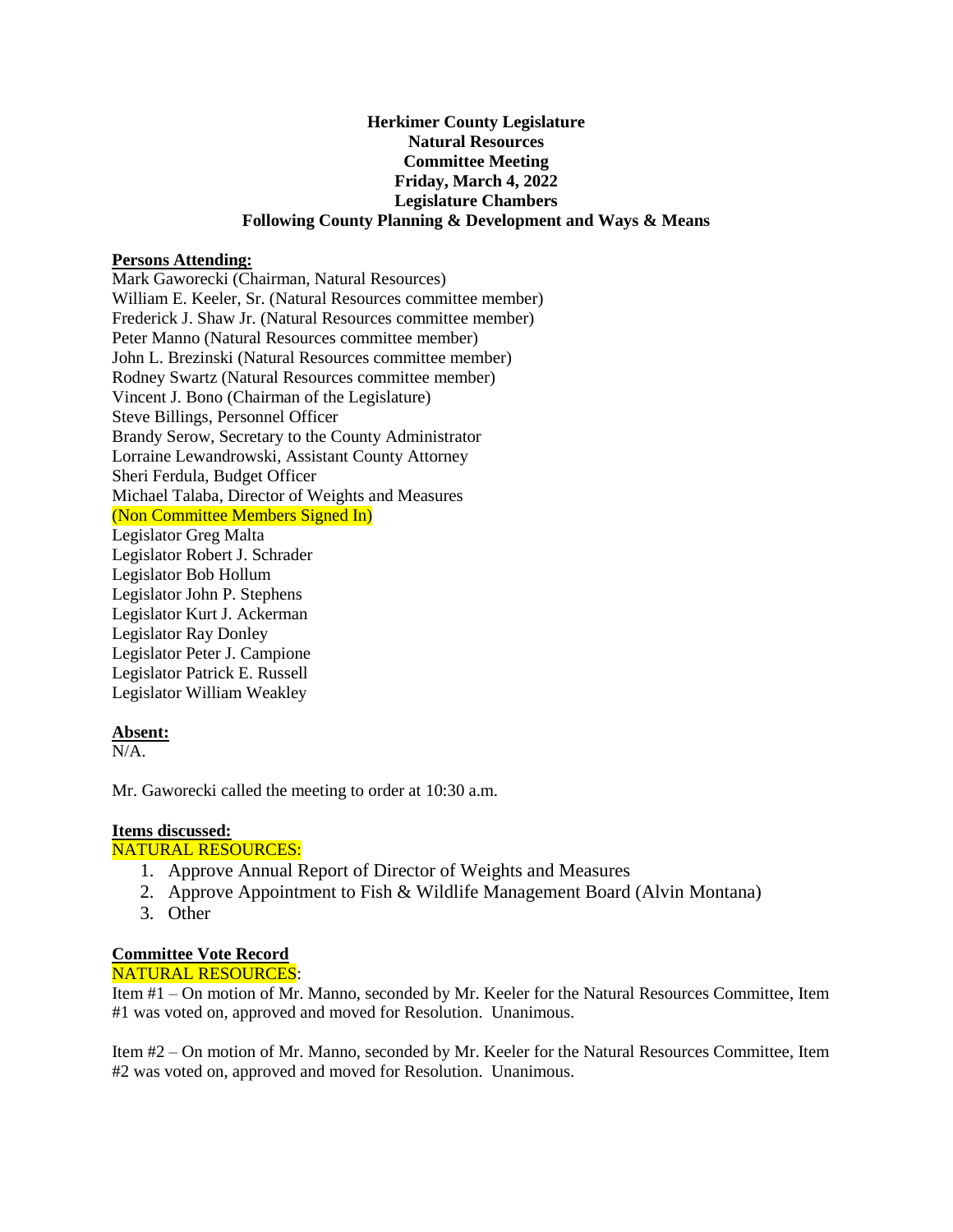**Herkimer County Legislature**
**Natural Resources**
**Committee Meeting**
**Friday, March 4, 2022**
**Legislature Chambers**
**Following County Planning & Development and Ways & Means**

**Persons Attending:**

Mark Gaworecki (Chairman, Natural Resources)
William E. Keeler, Sr. (Natural Resources committee member)
Frederick J. Shaw Jr. (Natural Resources committee member)
Peter Manno (Natural Resources committee member)
John L. Brezinski (Natural Resources committee member)
Rodney Swartz (Natural Resources committee member)
Vincent J. Bono (Chairman of the Legislature)
Steve Billings, Personnel Officer
Brandy Serow, Secretary to the County Administrator
Lorraine Lewandrowski, Assistant County Attorney
Sheri Ferdula, Budget Officer
Michael Talaba, Director of Weights and Measures
(Non Committee Members Signed In)
Legislator Greg Malta
Legislator Robert J. Schrader
Legislator Bob Hollum
Legislator John P. Stephens
Legislator Kurt J. Ackerman
Legislator Ray Donley
Legislator Peter J. Campione
Legislator Patrick E. Russell
Legislator William Weakley

**Absent:**

N/A.

Mr. Gaworecki called the meeting to order at 10:30 a.m.

**Items discussed:**

NATURAL RESOURCES:

1. Approve Annual Report of Director of Weights and Measures
2. Approve Appointment to Fish & Wildlife Management Board (Alvin Montana)
3. Other

**Committee Vote Record**

NATURAL RESOURCES:

Item #1 – On motion of Mr. Manno, seconded by Mr. Keeler for the Natural Resources Committee, Item #1 was voted on, approved and moved for Resolution. Unanimous.

Item #2 – On motion of Mr. Manno, seconded by Mr. Keeler for the Natural Resources Committee, Item #2 was voted on, approved and moved for Resolution. Unanimous.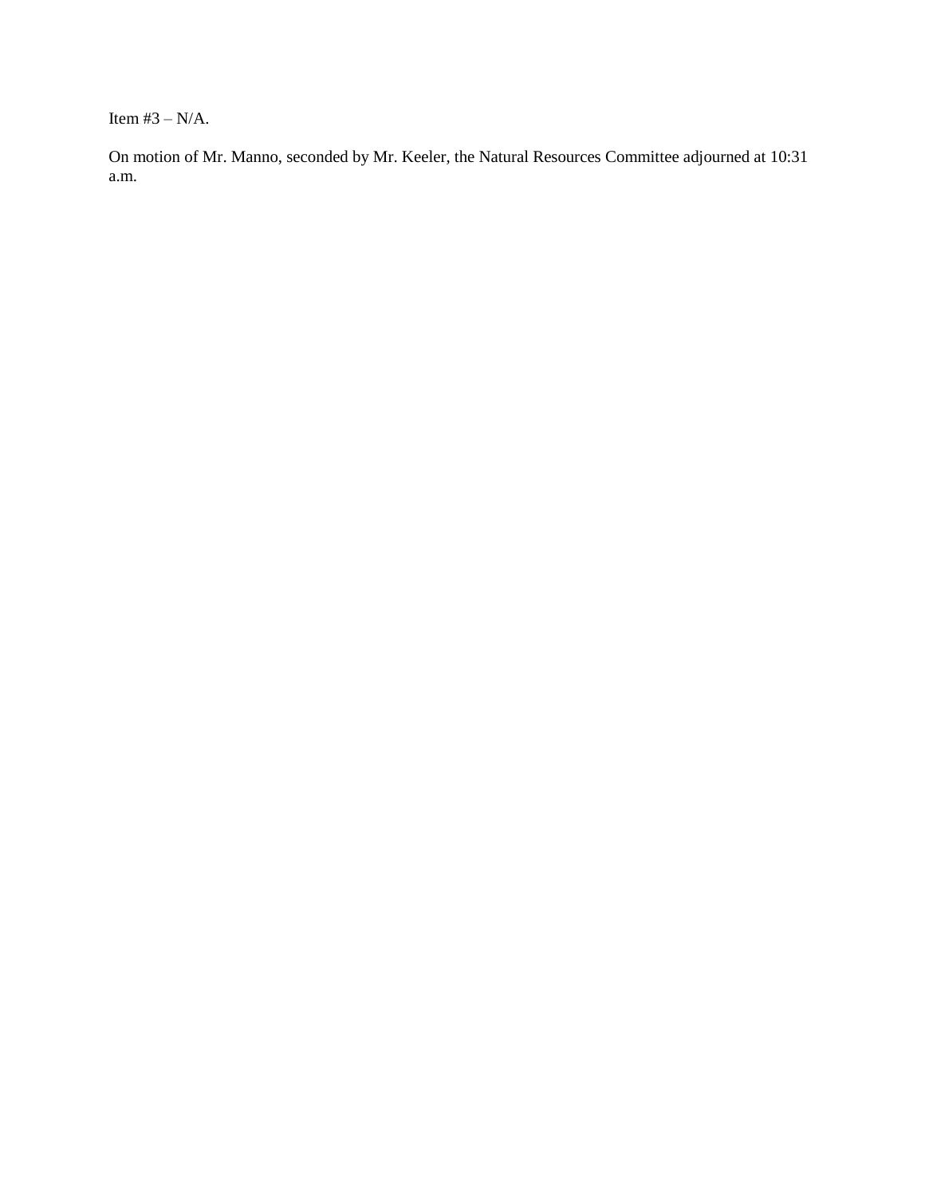Item #3 – N/A.

On motion of Mr. Manno, seconded by Mr. Keeler, the Natural Resources Committee adjourned at 10:31 a.m.